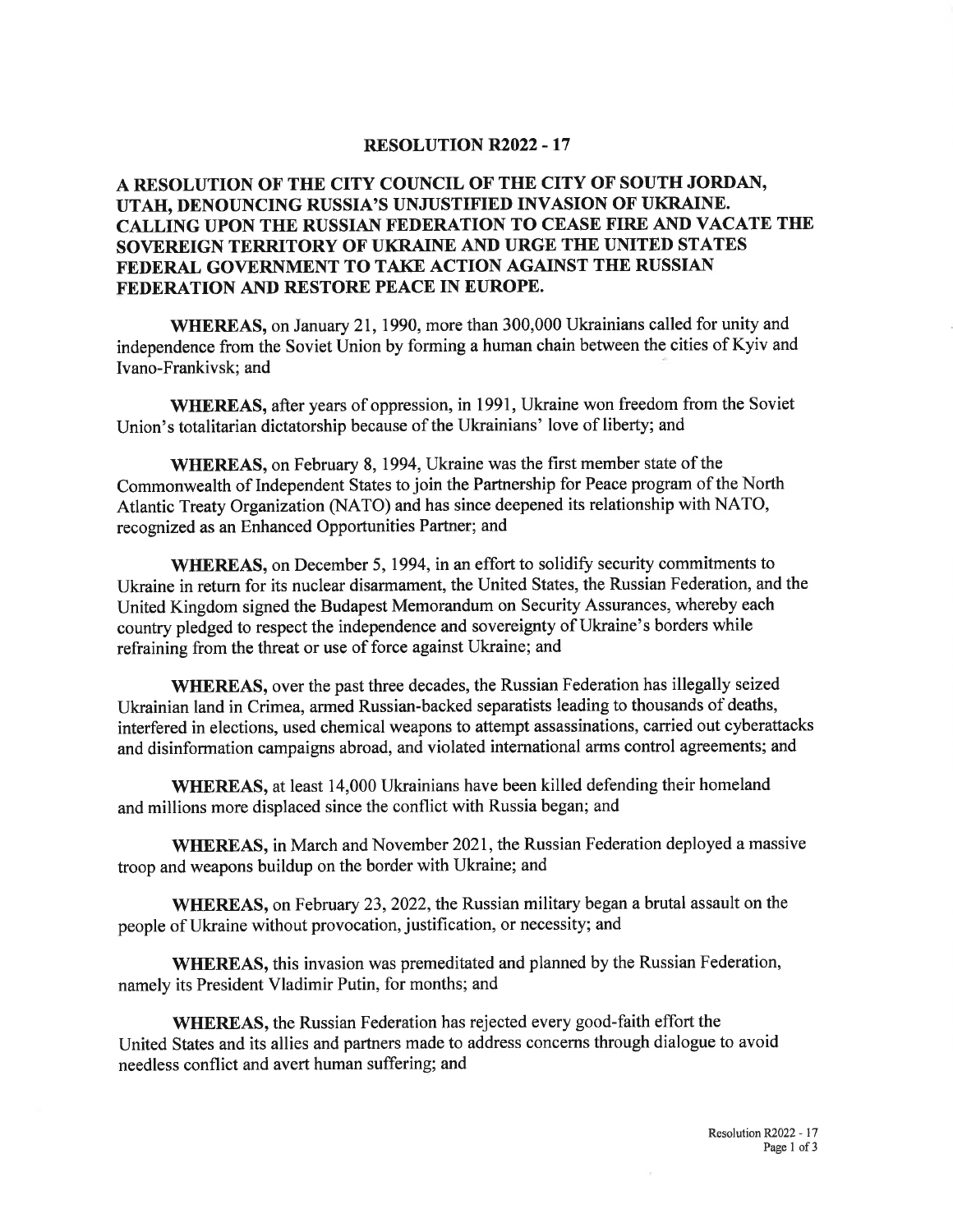# RESOLUTION R2022 - 17

## A RESOLUTION OF THE CITY COUNCIL OF THE CITY OF SOUTH JORDAN, UTAH, DENOUNCING RUSSIA'S UNJUSTIFIED INVASION OF UKRAINE. CALLING UPON THE RUSSIAN FEDERATION TO CEASE FIRE AND VACATE THE SOVEREIGN TERRITORY OF UKRAINE AND URGE THE UNITED STATES FEDERAL GOVERNMENT TO TAKE ACTION AGAINST THE RUSSIAN FEDERATION AND RESTORE PEACE IN EUROPE.

**WHEREAS,** on January 21, 1990, more than 300,000 Ukrainians called for unity and independence from the Soviet Union by forming a human chain between the cities of Kyiv and Ivano-Frankivsk; and

**WHEREAS,** after years of oppression, in 1991, Ukraine won freedom from the Soviet Union's totalitarian dictatorship because of the Ukrainians' love of liberty; and

**WHEREAS,** on February 8, 1994, Ukraine was the first member state of the Commonwealth of Independent States to join the Partnership for Peace program of the North Atlantic Treaty Organization (NATO) and has since deepened its relationship with NATO, recognized as an Enhanced Opportunities Partner; and

**WHEREAS,** on December 5, 1994, in an effort to solidify security commitments to Ukraine in return for its nuclear disarmament, the United States, the Russian Federation, and the United Kingdom signed the Budapest Memorandum on Security Assurances, whereby each country pledged to respect the independence and sovereignty of Ukraine's borders while refraining from the threat or use of force against Ukraine; and

**WHEREAS,** over the past three decades, the Russian Federation has illegally seized Ukrainian land in Crimea, armed Russian-backed separatists leading to thousands of deaths, interfered in elections, used chemical weapons to attempt assassinations, carried out cyberattacks and disinformation campaigns abroad, and violated international arms control agreements; and

**WHEREAS,** at least 14,000 Ukrainians have been killed defending their homeland and millions more displaced since the conflict with Russia began; and

**WHEREAS,** in March and November 2021, the Russian Federation deployed a massive troop and weapons buildup on the border with Ukraine; and

**WHEREAS,** on February 23, 2022, the Russian military began a brutal assault on the people of Ukraine without provocation, justification, or necessity; and

**WHEREAS,** this invasion was premeditated and planned by the Russian Federation, namely its President Vladimir Putin, for months; and

**WHEREAS,** the Russian Federation has rejected every good-faith effort the United States and its allies and partners made to address concerns through dialogue to avoid needless conflict and avert human suffering; and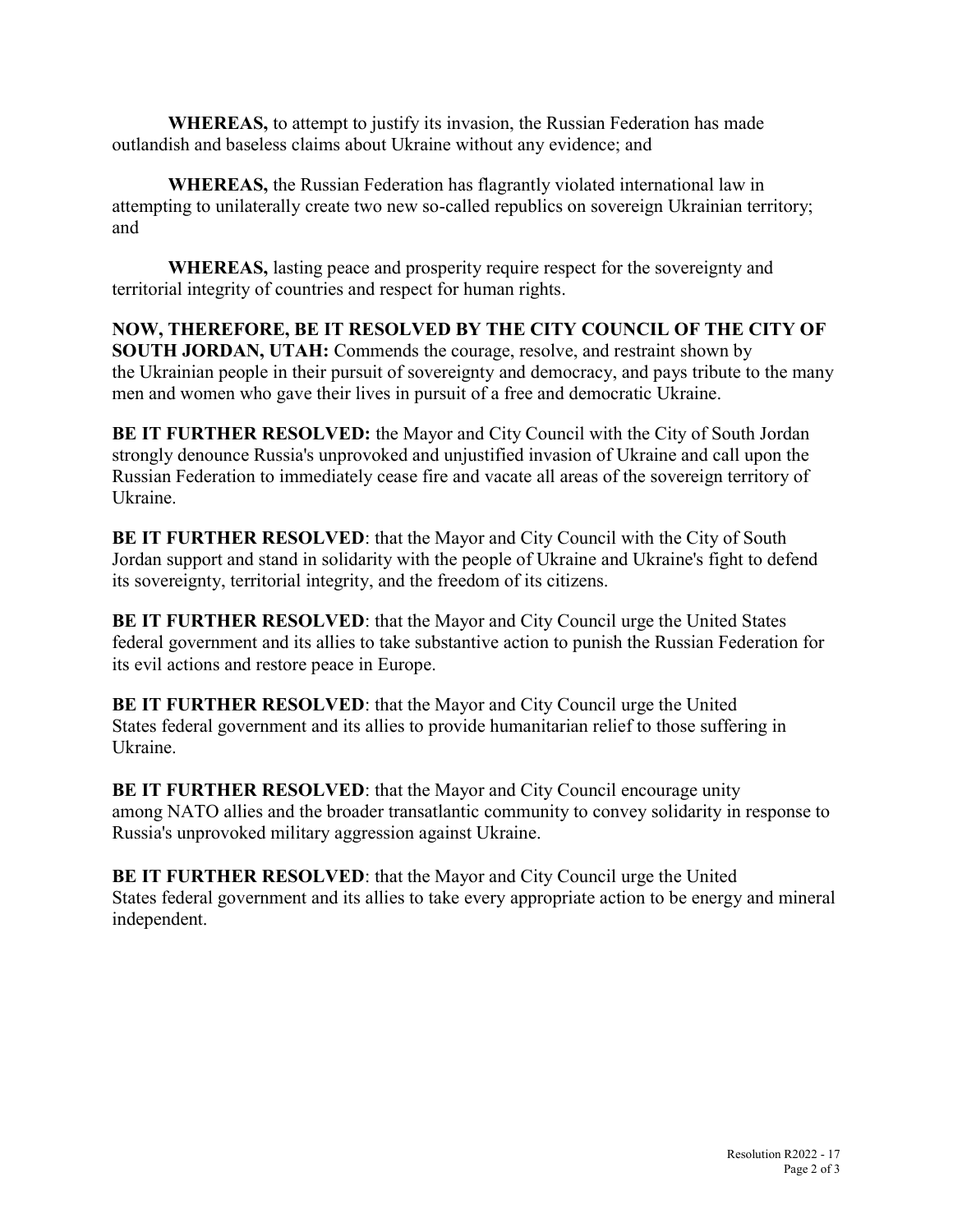**WHEREAS,** to attempt to justify its invasion, the Russian Federation has made outlandish and baseless claims about Ukraine without any evidence; and

**WHEREAS,** the Russian Federation has flagrantly violated international law in attempting to unilaterally create two new so-called republics on sovereign Ukrainian territory; and

**WHEREAS,** lasting peace and prosperity require respect for the sovereignty and territorial integrity of countries and respect for human rights.

**NOW, THEREFORE, BE IT RESOLVED BY THE CITY COUNCIL OF THE CITY OF SOUTH JORDAN, UTAH:** Commends the courage, resolve, and restraint shown by the Ukrainian people in their pursuit of sovereignty and democracy, and pays tribute to the many men and women who gave their lives in pursuit of a free and democratic Ukraine.

**BE IT FURTHER RESOLVED:** the Mayor and City Council with the City of South Jordan strongly denounce Russia's unprovoked and unjustified invasion of Ukraine and call upon the Russian Federation to immediately cease fire and vacate all areas of the sovereign territory of Ukraine.

**BE IT FURTHER RESOLVED**: that the Mayor and City Council with the City of South Jordan support and stand in solidarity with the people of Ukraine and Ukraine's fight to defend its sovereignty, territorial integrity, and the freedom of its citizens.

**BE IT FURTHER RESOLVED**: that the Mayor and City Council urge the United States federal government and its allies to take substantive action to punish the Russian Federation for its evil actions and restore peace in Europe.

**BE IT FURTHER RESOLVED**: that the Mayor and City Council urge the United States federal government and its allies to provide humanitarian relief to those suffering in Ukraine.

**BE IT FURTHER RESOLVED**: that the Mayor and City Council encourage unity among NATO allies and the broader transatlantic community to convey solidarity in response to Russia's unprovoked military aggression against Ukraine.

**BE IT FURTHER RESOLVED**: that the Mayor and City Council urge the United States federal government and its allies to take every appropriate action to be energy and mineral independent.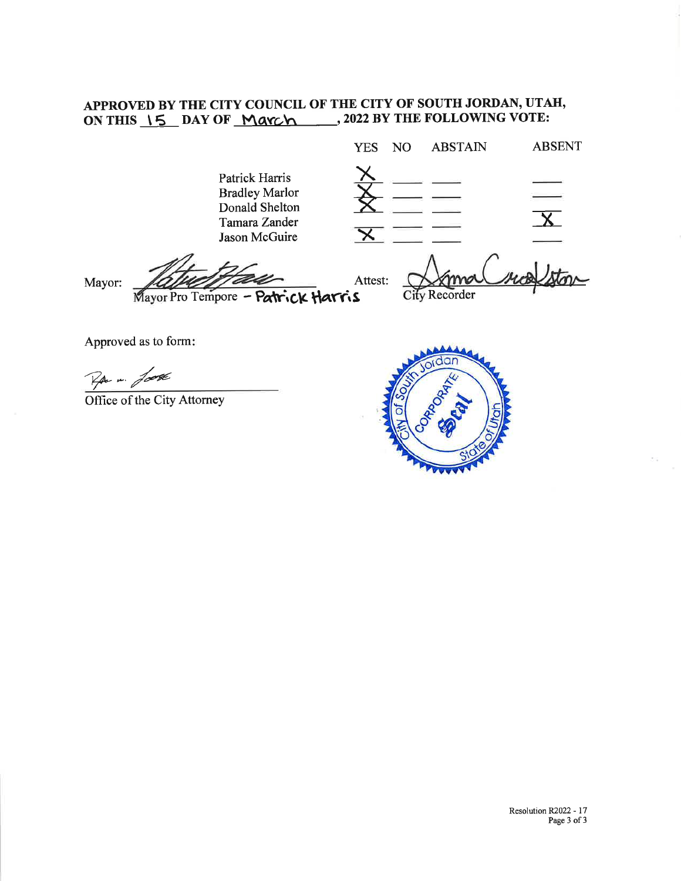**APPROVED BY THE CITY COUNCIL OF THE CITY OF SOUTH JORDAN, UTAH, ON THIS 15 DAY OF March, 2022 BY THE FOLLOWING VOTE:**

| | YES | NO | ABSTAIN | ABSENT |
|---|---|---|---|---|
| Patrick Harris | X | | | |
| Bradley Marlor | X | | | |
| Donald Shelton | X | | | |
| Tamara Zander | | | | X |
| Jason McGuire | X | | | |

Mayor: ______________________ Mayor Pro Tempore - Patrick Harris

Attest: ______________________ City Recorder

Approved as to form:

______________________
Office of the City Attorney

City of South Jordan CORPORATE Seal State of Utah

Resolution R2022 - 17